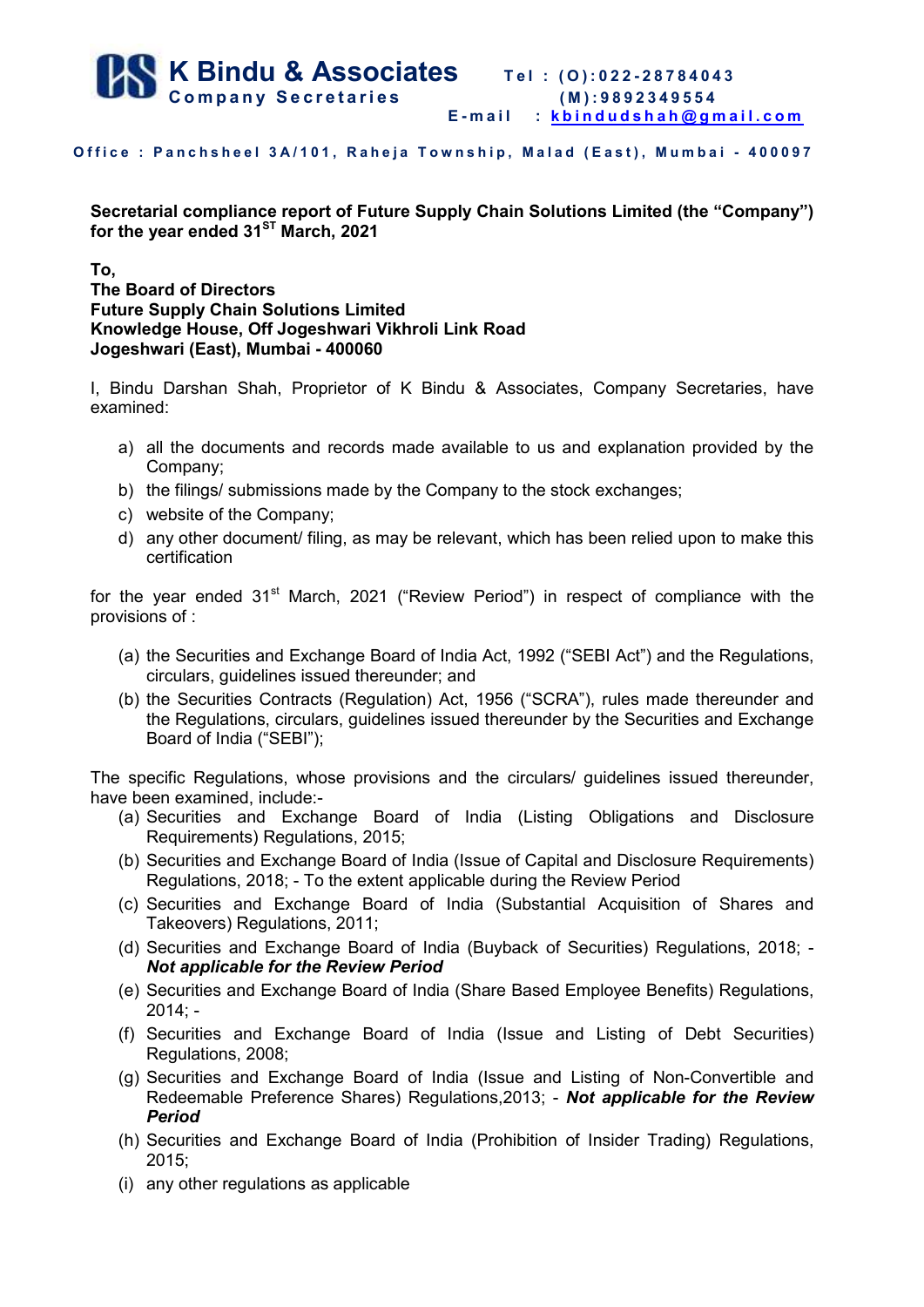**K Bindu & Associates**
**Company Secretaries**

Tel : (O):022-28784043
(M):9892349554
E-mail : kbindudshah@gmail.com

Office : Panchsheel 3A/101, Raheja Township, Malad (East), Mumbai - 400097

**Secretarial compliance report of Future Supply Chain Solutions Limited (the "Company") for the year ended 31ST March, 2021**

**To,**
**The Board of Directors**
**Future Supply Chain Solutions Limited**
**Knowledge House, Off Jogeshwari Vikhroli Link Road**
**Jogeshwari (East), Mumbai - 400060**

I, Bindu Darshan Shah, Proprietor of K Bindu & Associates, Company Secretaries, have examined:

a) all the documents and records made available to us and explanation provided by the Company;
b) the filings/ submissions made by the Company to the stock exchanges;
c) website of the Company;
d) any other document/ filing, as may be relevant, which has been relied upon to make this certification

for the year ended 31st March, 2021 ("Review Period") in respect of compliance with the provisions of :

(a) the Securities and Exchange Board of India Act, 1992 ("SEBI Act") and the Regulations, circulars, guidelines issued thereunder; and
(b) the Securities Contracts (Regulation) Act, 1956 ("SCRA"), rules made thereunder and the Regulations, circulars, guidelines issued thereunder by the Securities and Exchange Board of India ("SEBI");

The specific Regulations, whose provisions and the circulars/ guidelines issued thereunder, have been examined, include:-

(a) Securities and Exchange Board of India (Listing Obligations and Disclosure Requirements) Regulations, 2015;
(b) Securities and Exchange Board of India (Issue of Capital and Disclosure Requirements) Regulations, 2018; - To the extent applicable during the Review Period
(c) Securities and Exchange Board of India (Substantial Acquisition of Shares and Takeovers) Regulations, 2011;
(d) Securities and Exchange Board of India (Buyback of Securities) Regulations, 2018; - ***Not applicable for the Review Period***
(e) Securities and Exchange Board of India (Share Based Employee Benefits) Regulations, 2014; -
(f) Securities and Exchange Board of India (Issue and Listing of Debt Securities) Regulations, 2008;
(g) Securities and Exchange Board of India (Issue and Listing of Non-Convertible and Redeemable Preference Shares) Regulations,2013; - ***Not applicable for the Review Period***
(h) Securities and Exchange Board of India (Prohibition of Insider Trading) Regulations, 2015;
(i) any other regulations as applicable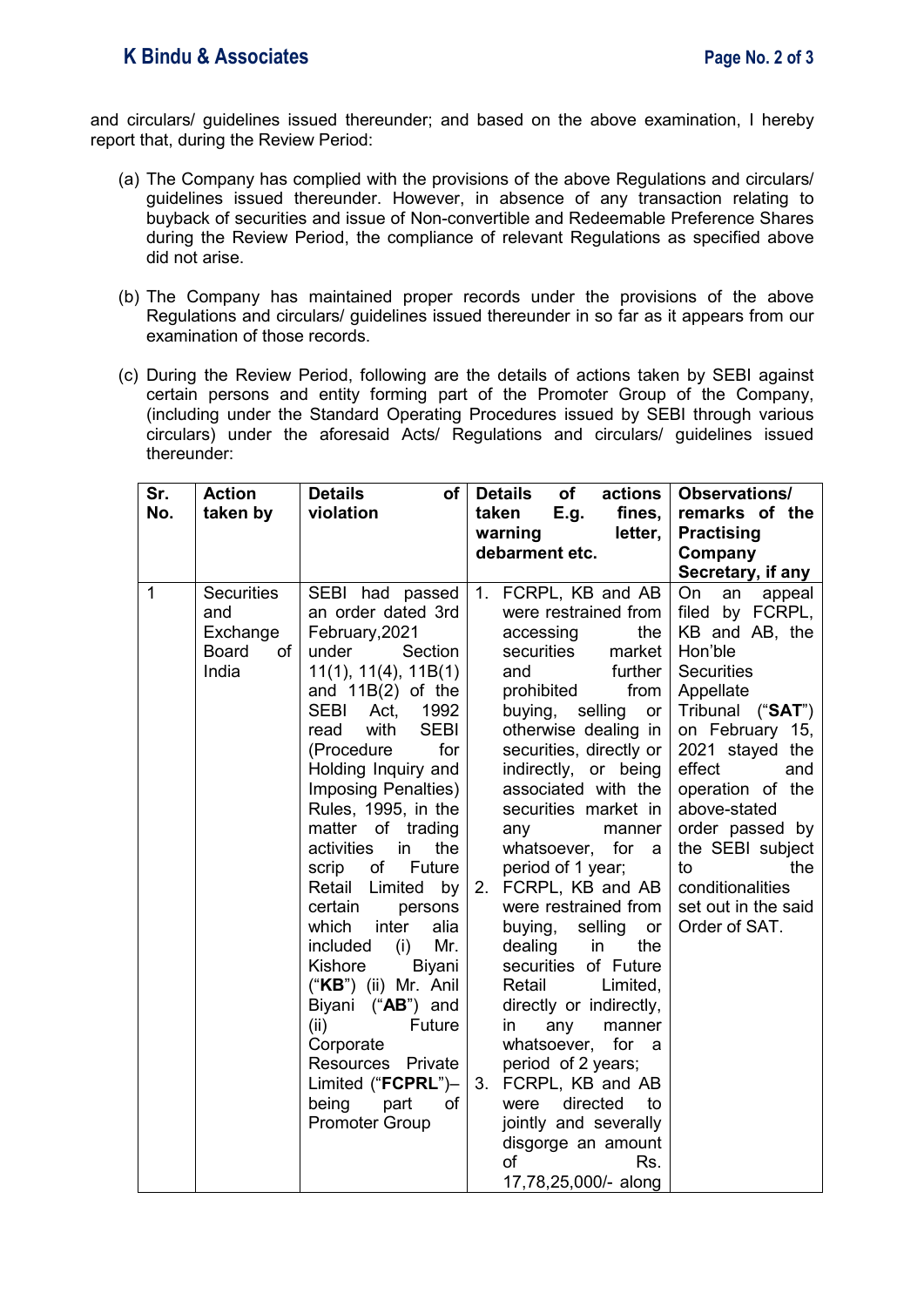and circulars/ guidelines issued thereunder; and based on the above examination, I hereby report that, during the Review Period:

(a) The Company has complied with the provisions of the above Regulations and circulars/ guidelines issued thereunder. However, in absence of any transaction relating to buyback of securities and issue of Non-convertible and Redeemable Preference Shares during the Review Period, the compliance of relevant Regulations as specified above did not arise.

(b) The Company has maintained proper records under the provisions of the above Regulations and circulars/ guidelines issued thereunder in so far as it appears from our examination of those records.

(c) During the Review Period, following are the details of actions taken by SEBI against certain persons and entity forming part of the Promoter Group of the Company, (including under the Standard Operating Procedures issued by SEBI through various circulars) under the aforesaid Acts/ Regulations and circulars/ guidelines issued thereunder:

| Sr. No. | Action taken by | Details of violation | Details of actions taken E.g. fines, warning letter, debarment etc. | Observations/ remarks of the Practising Company Secretary, if any |
|---|---|---|---|---|
| 1 | Securities and Exchange Board of India | SEBI had passed an order dated 3rd February,2021 under Section 11(1), 11(4), 11B(1) and 11B(2) of the SEBI Act, 1992 read with SEBI (Procedure for Holding Inquiry and Imposing Penalties) Rules, 1995, in the matter of trading activities in the scrip of Future Retail Limited by certain persons which inter alia included (i) Mr. Kishore Biyani ("**KB**") (ii) Mr. Anil Biyani ("**AB**") and (ii) Future Corporate Resources Private Limited ("**FCPRL**")– being part of Promoter Group | 1. FCRPL, KB and AB were restrained from accessing the securities market and further prohibited from buying, selling or otherwise dealing in securities, directly or indirectly, or being associated with the securities market in any manner whatsoever, for a period of 1 year; 2. FCRPL, KB and AB were restrained from buying, selling or dealing in the securities of Future Retail Limited, directly or indirectly, in any manner whatsoever, for a period of 2 years; 3. FCRPL, KB and AB were directed to jointly and severally disgorge an amount of Rs. 17,78,25,000/- along | On an appeal filed by FCRPL, KB and AB, the Hon'ble Securities Appellate Tribunal ("**SAT**") on February 15, 2021 stayed the effect and operation of the above-stated order passed by the SEBI subject to the conditionalities set out in the said Order of SAT. |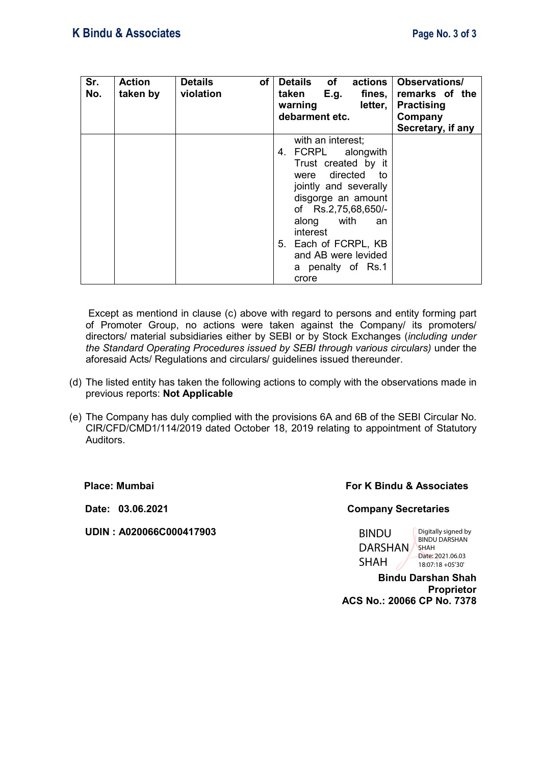| Sr. No. | Action taken by | Details of violation | Details of actions taken E.g. fines, warning letter, debarment etc. | Observations/ remarks of the Practising Company Secretary, if any |
|---|---|---|---|---|
| | | | with an interest;<br>4. FCRPL alongwith Trust created by it were directed to jointly and severally disgorge an amount of Rs.2,75,68,650/- along with an interest<br>5. Each of FCRPL, KB and AB were levided a penalty of Rs.1 crore | |

Except as mentiond in clause (c) above with regard to persons and entity forming part of Promoter Group, no actions were taken against the Company/ its promoters/ directors/ material subsidiaries either by SEBI or by Stock Exchanges (*including under the Standard Operating Procedures issued by SEBI through various circulars)* under the aforesaid Acts/ Regulations and circulars/ guidelines issued thereunder.

(d) The listed entity has taken the following actions to comply with the observations made in previous reports: **Not Applicable**

(e) The Company has duly complied with the provisions 6A and 6B of the SEBI Circular No. CIR/CFD/CMD1/114/2019 dated October 18, 2019 relating to appointment of Statutory Auditors.

**Place: Mumbai**

**Date: 03.06.2021**

**UDIN : A020066C000417903**

**For K Bindu & Associates**

**Company Secretaries**

BINDU DARSHAN SHAH

Digitally signed by BINDU DARSHAN SHAH
Date: 2021.06.03 18:07:18 +05'30'

**Bindu Darshan Shah**
**Proprietor**
**ACS No.: 20066 CP No. 7378**